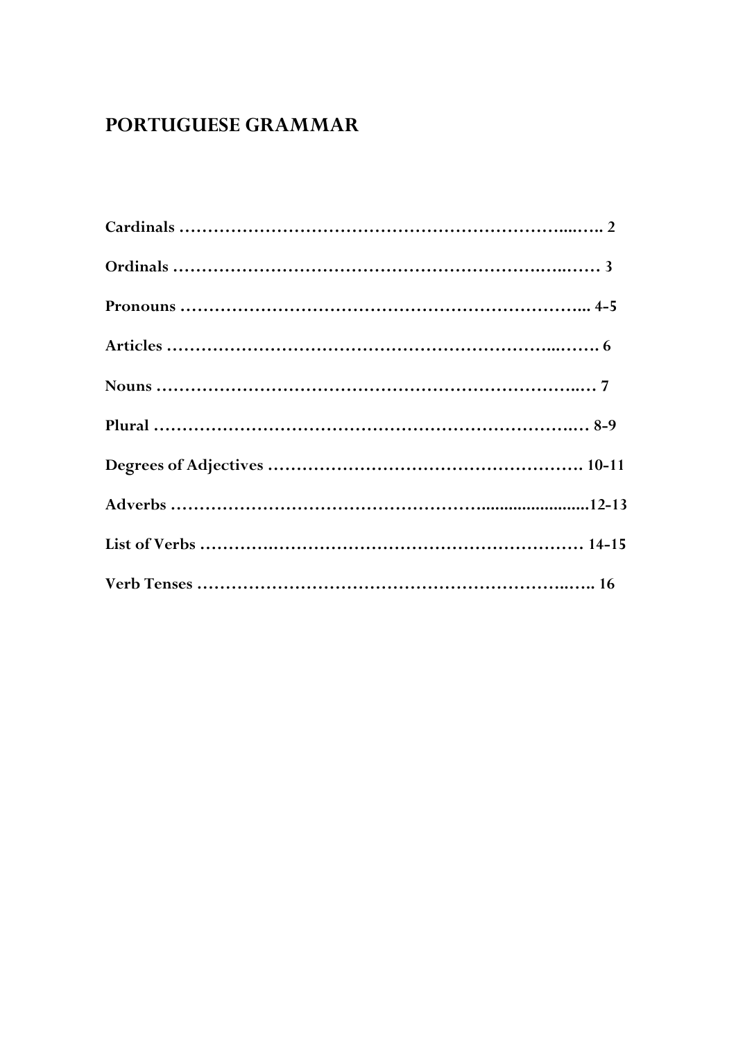# PORTUGUESE GRAMMAR

**Cardinals …………………………………………………………...….. 2**

**Ordinals ……………………………………………………….….…… 3**

**Pronouns ……………………………………………………………... 4-5**

**Articles ……………………………………………………...……. 6**

**Nouns ……………………………………………………………..… 7**

**Plural ……………………………………………………………….… 8-9**

**Degrees of Adjectives ………………………………………………. 10-11**

**Adverbs …………………………………………….........................12-13**

**List of Verbs ……………….………………………………………… 14-15**

**Verb Tenses …………………………………………………….….. 16**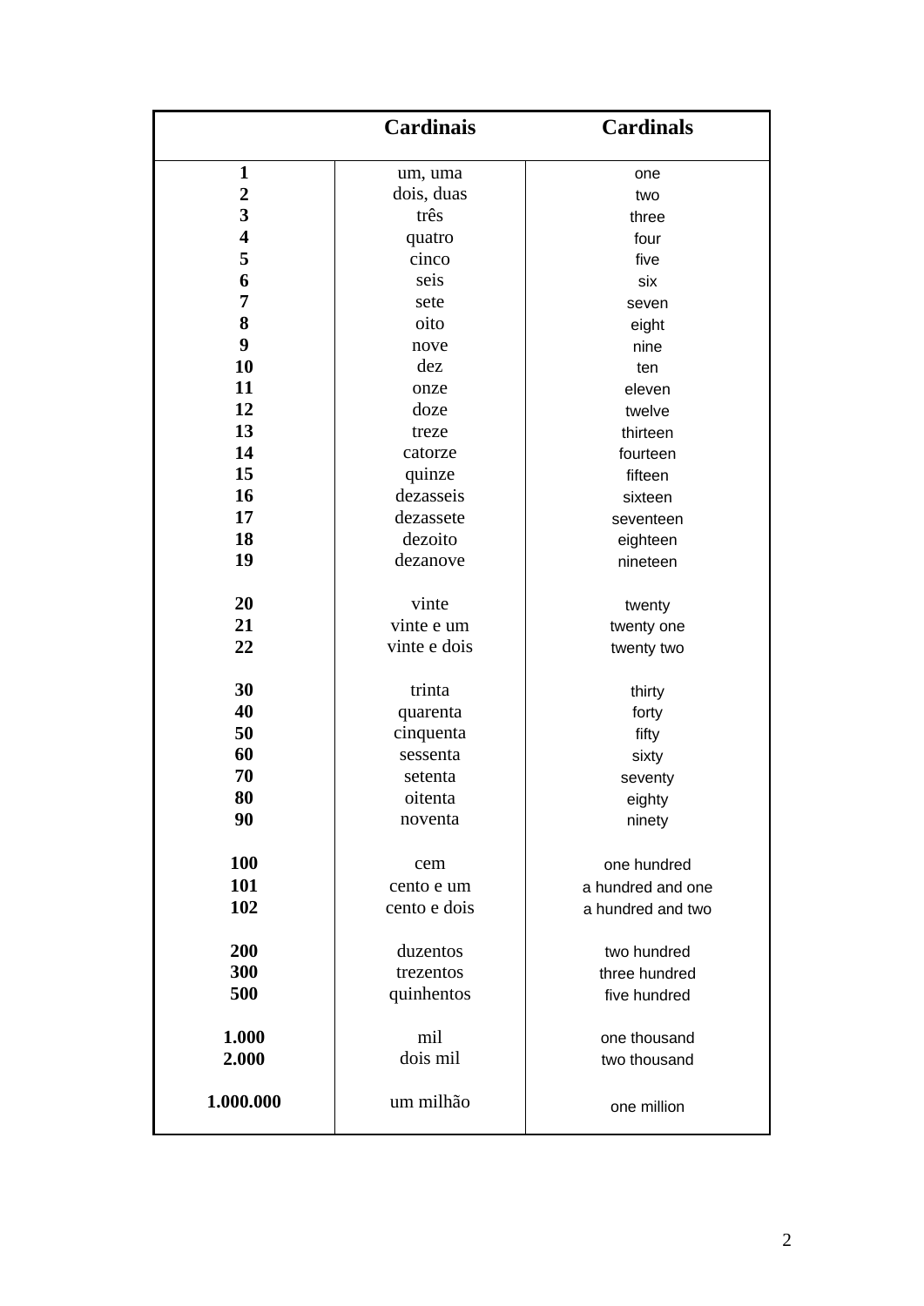| | Cardinais | Cardinals |
|---|---|---|
| 1 | um, uma | one |
| 2 | dois, duas | two |
| 3 | três | three |
| 4 | quatro | four |
| 5 | cinco | five |
| 6 | seis | six |
| 7 | sete | seven |
| 8 | oito | eight |
| 9 | nove | nine |
| 10 | dez | ten |
| 11 | onze | eleven |
| 12 | doze | twelve |
| 13 | treze | thirteen |
| 14 | catorze | fourteen |
| 15 | quinze | fifteen |
| 16 | dezasseis | sixteen |
| 17 | dezassete | seventeen |
| 18 | dezoito | eighteen |
| 19 | dezanove | nineteen |
| 20 | vinte | twenty |
| 21 | vinte e um | twenty one |
| 22 | vinte e dois | twenty two |
| 30 | trinta | thirty |
| 40 | quarenta | forty |
| 50 | cinquenta | fifty |
| 60 | sessenta | sixty |
| 70 | setenta | seventy |
| 80 | oitenta | eighty |
| 90 | noventa | ninety |
| 100 | cem | one hundred |
| 101 | cento e um | a hundred and one |
| 102 | cento e dois | a hundred and two |
| 200 | duzentos | two hundred |
| 300 | trezentos | three hundred |
| 500 | quinhentos | five hundred |
| 1.000 | mil | one thousand |
| 2.000 | dois mil | two thousand |
| 1.000.000 | um milhão | one million |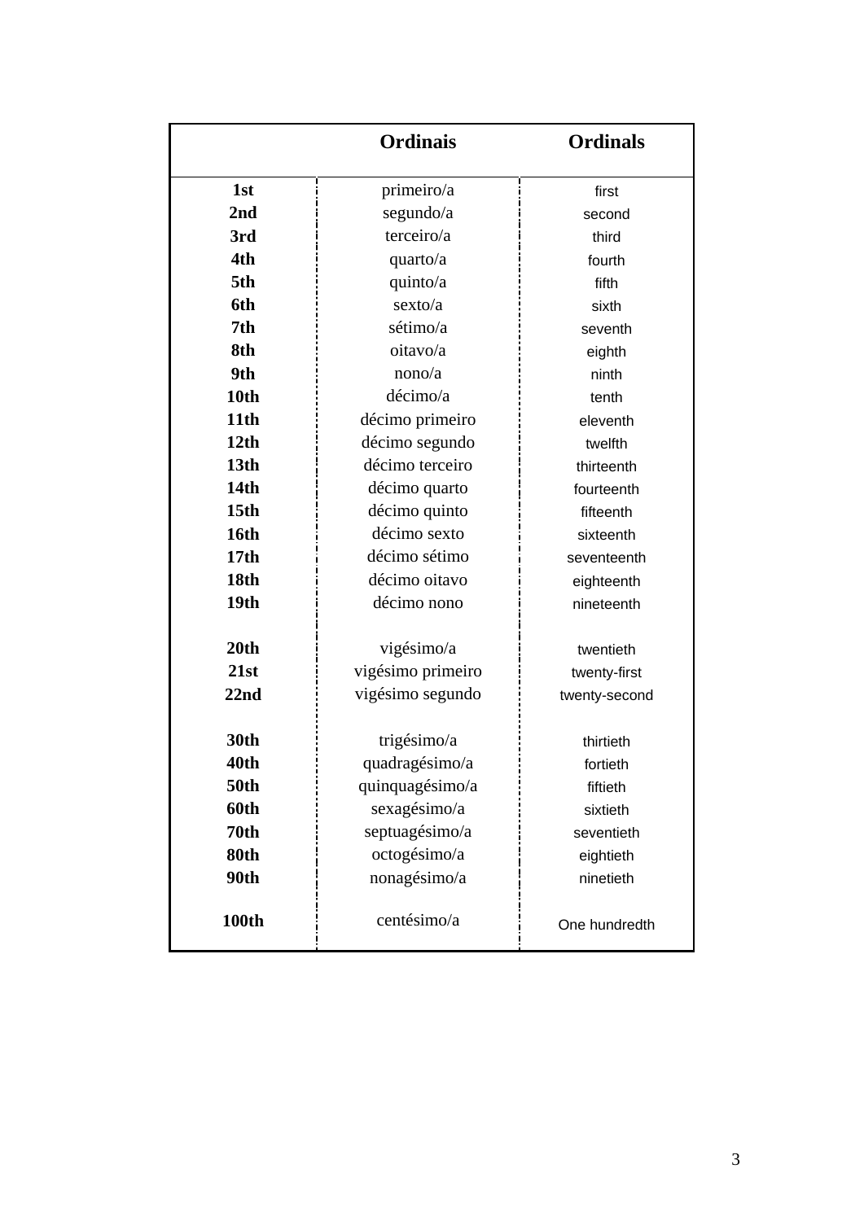|  | Ordinais | Ordinals |
|---|---|---|
| **1st** | primeiro/a | first |
| **2nd** | segundo/a | second |
| **3rd** | terceiro/a | third |
| **4th** | quarto/a | fourth |
| **5th** | quinto/a | fifth |
| **6th** | sexto/a | sixth |
| **7th** | sétimo/a | seventh |
| **8th** | oitavo/a | eighth |
| **9th** | nono/a | ninth |
| **10th** | décimo/a | tenth |
| **11th** | décimo primeiro | eleventh |
| **12th** | décimo segundo | twelfth |
| **13th** | décimo terceiro | thirteenth |
| **14th** | décimo quarto | fourteenth |
| **15th** | décimo quinto | fifteenth |
| **16th** | décimo sexto | sixteenth |
| **17th** | décimo sétimo | seventeenth |
| **18th** | décimo oitavo | eighteenth |
| **19th** | décimo nono | nineteenth |
| **20th** | vigésimo/a | twentieth |
| **21st** | vigésimo primeiro | twenty-first |
| **22nd** | vigésimo segundo | twenty-second |
| **30th** | trigésimo/a | thirtieth |
| **40th** | quadragésimo/a | fortieth |
| **50th** | quinquagésimo/a | fiftieth |
| **60th** | sexagésimo/a | sixtieth |
| **70th** | septuagésimo/a | seventieth |
| **80th** | octogésimo/a | eightieth |
| **90th** | nonagésimo/a | ninetieth |
| **100th** | centésimo/a | One hundredth |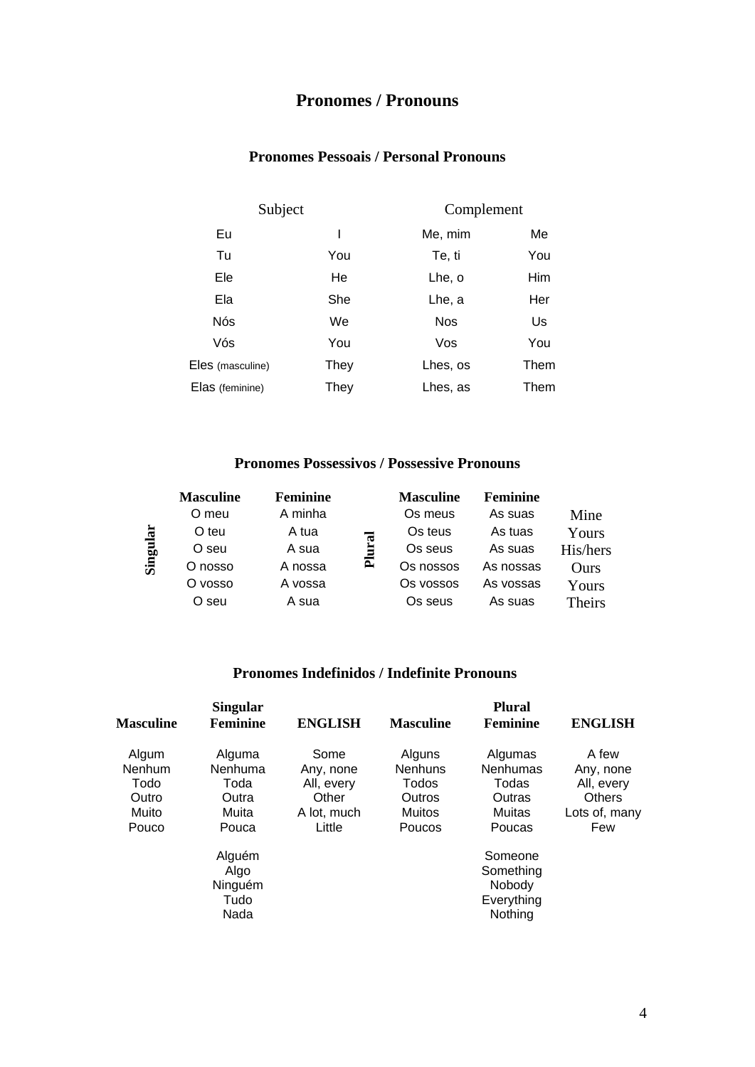# Pronomes / Pronouns

## Pronomes Pessoais / Personal Pronouns

| Subject | | Complement | |
|---|---|---|---|
| Eu | I | Me, mim | Me |
| Tu | You | Te, ti | You |
| Ele | He | Lhe, o | Him |
| Ela | She | Lhe, a | Her |
| Nós | We | Nos | Us |
| Vós | You | Vos | You |
| Eles (masculine) | They | Lhes, os | Them |
| Elas (feminine) | They | Lhes, as | Them |

## Pronomes Possessivos / Possessive Pronouns

| | Masculine | Feminine | | Masculine | Feminine | |
|---|---|---|---|---|---|---|
| Singular | O meu | A minha | Plural | Os meus | As suas | Mine |
| | O teu | A tua | | Os teus | As tuas | Yours |
| | O seu | A sua | | Os seus | As suas | His/hers |
| | O nosso | A nossa | | Os nossos | As nossas | Ours |
| | O vosso | A vossa | | Os vossos | As vossas | Yours |
| | O seu | A sua | | Os seus | As suas | Theirs |

## Pronomes Indefinidos / Indefinite Pronouns

| Singular | | | Plural | | |
|---|---|---|---|---|---|
| Masculine | Feminine | ENGLISH | Masculine | Feminine | ENGLISH |
| Algum | Alguma | Some | Alguns | Algumas | A few |
| Nenhum | Nenhuma | Any, none | Nenhuns | Nenhumas | Any, none |
| Todo | Toda | All, every | Todos | Todas | All, every |
| Outro | Outra | Other | Outros | Outras | Others |
| Muito | Muita | A lot, much | Muitos | Muitas | Lots of, many |
| Pouco | Pouca | Little | Poucos | Poucas | Few |

| | |
|---|---|
| Alguém | Someone |
| Algo | Something |
| Ninguém | Nobody |
| Tudo | Everything |
| Nada | Nothing |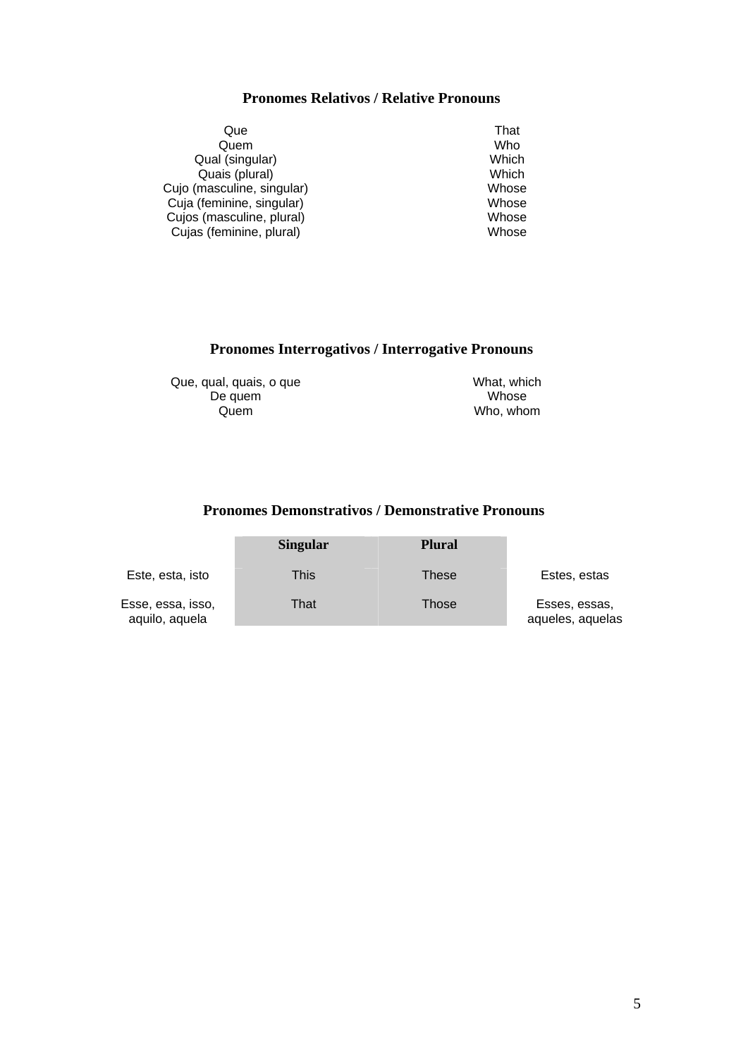## Pronomes Relativos / Relative Pronouns

| | |
|---|---|
| Que | That |
| Quem | Who |
| Qual (singular) | Which |
| Quais (plural) | Which |
| Cujo (masculine, singular) | Whose |
| Cuja (feminine, singular) | Whose |
| Cujos (masculine, plural) | Whose |
| Cujas (feminine, plural) | Whose |

## Pronomes Interrogativos / Interrogative Pronouns

| | |
|---|---|
| Que, qual, quais, o que | What, which |
| De quem | Whose |
| Quem | Who, whom |

## Pronomes Demonstrativos / Demonstrative Pronouns

| | Singular | Plural | |
|---|---|---|---|
| Este, esta, isto | This | These | Estes, estas |
| Esse, essa, isso, aquilo, aquela | That | Those | Esses, essas, aqueles, aquelas |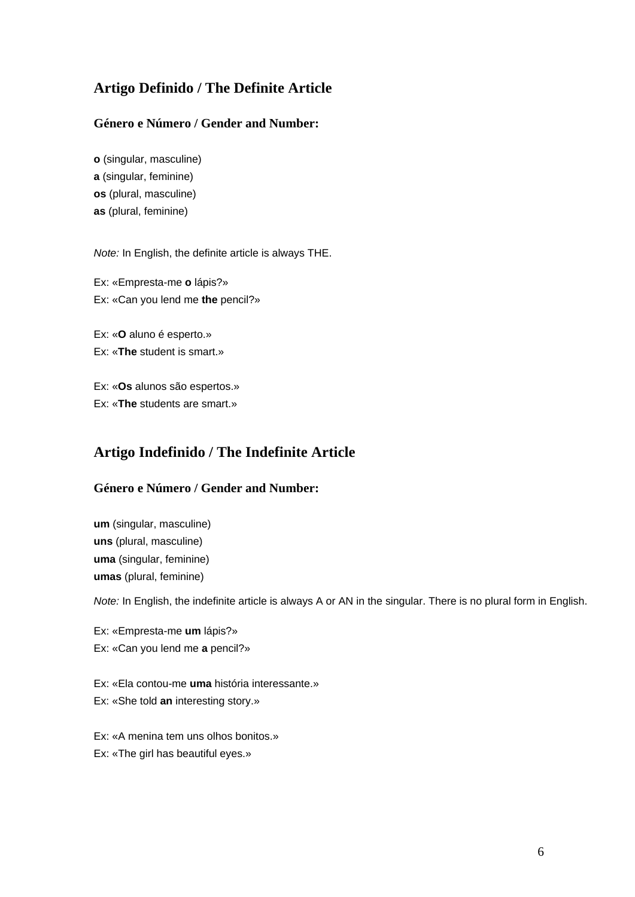## Artigo Definido / The Definite Article

### Género e Número / Gender and Number:

**o** (singular, masculine)  
**a** (singular, feminine)  
**os** (plural, masculine)  
**as** (plural, feminine)

*Note:* In English, the definite article is always THE.

Ex: «Empresta-me **o** lápis?»  
Ex: «Can you lend me **the** pencil?»

Ex: «**O** aluno é esperto.»  
Ex: «**The** student is smart.»

Ex: «**Os** alunos são espertos.»  
Ex: «**The** students are smart.»

## Artigo Indefinido / The Indefinite Article

### Género e Número / Gender and Number:

**um** (singular, masculine)  
**uns** (plural, masculine)  
**uma** (singular, feminine)  
**umas** (plural, feminine)

*Note:* In English, the indefinite article is always A or AN in the singular. There is no plural form in English.

Ex: «Empresta-me **um** lápis?»  
Ex: «Can you lend me **a** pencil?»

Ex: «Ela contou-me **uma** história interessante.»  
Ex: «She told **an** interesting story.»

Ex: «A menina tem uns olhos bonitos.»  
Ex: «The girl has beautiful eyes.»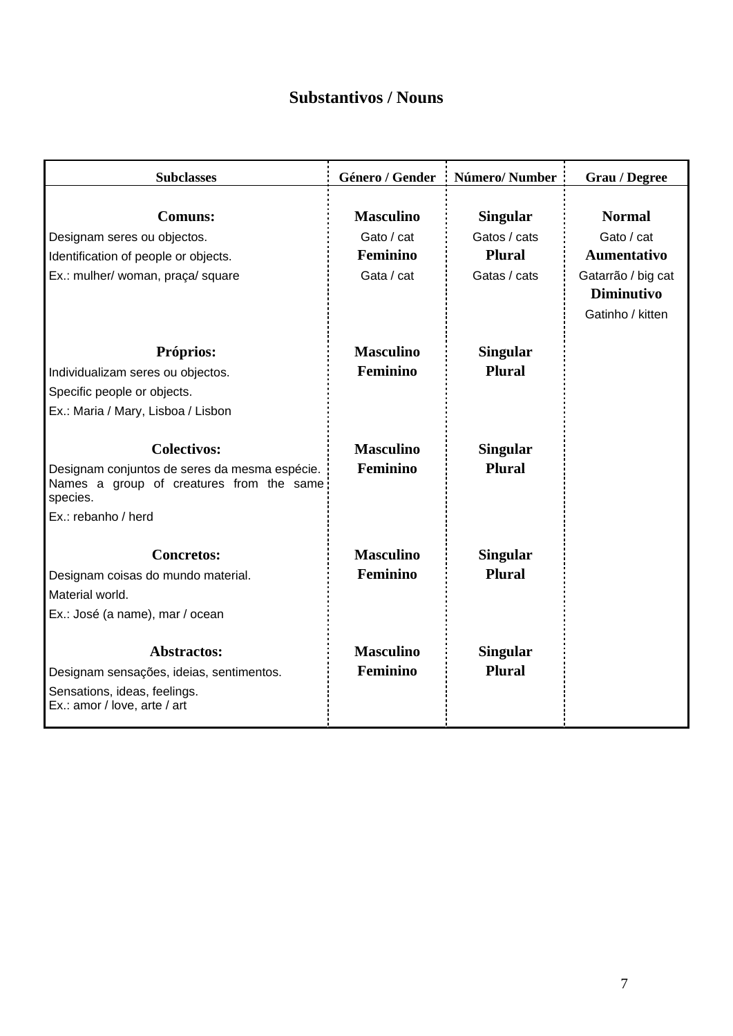## Substantivos / Nouns

| Subclasses | Género / Gender | Número/ Number | Grau / Degree |
|---|---|---|---|
| **Comuns:**<br>Designam seres ou objectos.<br>Identification of people or objects.<br>Ex.: mulher/ woman, praça/ square | **Masculino**<br>Gato / cat<br>**Feminino**<br>Gata / cat | **Singular**<br>Gatos / cats<br>**Plural**<br>Gatas / cats | **Normal**<br>Gato / cat<br>**Aumentativo**<br>Gatarrão / big cat<br>**Diminutivo**<br>Gatinho / kitten |
| **Próprios:**<br>Individualizam seres ou objectos.<br>Specific people or objects.<br>Ex.: Maria / Mary, Lisboa / Lisbon | **Masculino**<br>**Feminino** | **Singular**<br>**Plural** | |
| **Colectivos:**<br>Designam conjuntos de seres da mesma espécie. Names a group of creatures from the same species.<br>Ex.: rebanho / herd | **Masculino**<br>**Feminino** | **Singular**<br>**Plural** | |
| **Concretos:**<br>Designam coisas do mundo material.<br>Material world.<br>Ex.: José (a name), mar / ocean | **Masculino**<br>**Feminino** | **Singular**<br>**Plural** | |
| **Abstractos:**<br>Designam sensações, ideias, sentimentos.<br>Sensations, ideas, feelings.<br>Ex.: amor / love, arte / art | **Masculino**<br>**Feminino** | **Singular**<br>**Plural** | |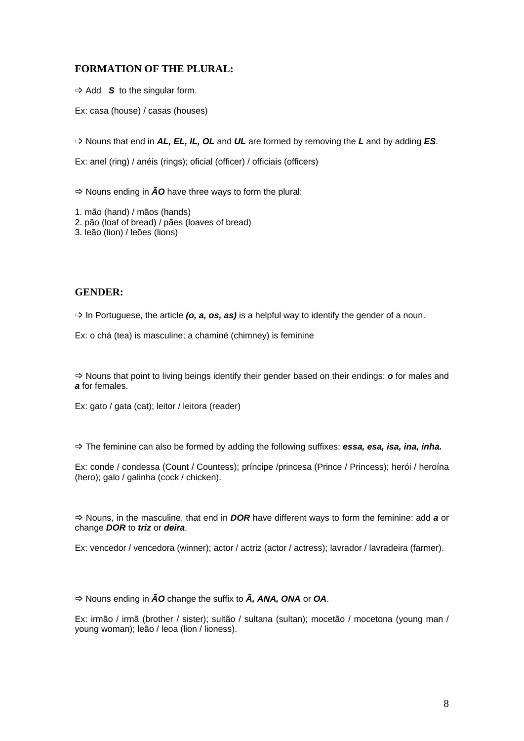## FORMATION OF THE PLURAL:

⇨ Add ***S*** to the singular form.

Ex: casa (house) / casas (houses)

⇨ Nouns that end in ***AL, EL, IL, OL*** and ***UL*** are formed by removing the ***L*** and by adding ***ES***.

Ex: anel (ring) / anéis (rings); oficial (officer) / oficiais (officers)

⇨ Nouns ending in ***ÃO*** have three ways to form the plural:

1. mão (hand) / mãos (hands)
2. pão (loaf of bread) / pães (loaves of bread)
3. leão (lion) / leões (lions)

## GENDER:

⇨ In Portuguese, the article ***(o, a, os, as)*** is a helpful way to identify the gender of a noun.

Ex: o chá (tea) is masculine; a chaminé (chimney) is feminine

⇨ Nouns that point to living beings identify their gender based on their endings: ***o*** for males and ***a*** for females.

Ex: gato / gata (cat); leitor / leitora (reader)

⇨ The feminine can also be formed by adding the following suffixes: ***essa, esa, isa, ina, inha.***

Ex: conde / condessa (Count / Countess); príncipe /princesa (Prince / Princess); herói / heroína (hero); galo / galinha (cock / chicken).

⇨ Nouns, in the masculine, that end in ***DOR*** have different ways to form the feminine: add ***a*** or change ***DOR*** to ***triz*** or ***deira***.

Ex: vencedor / vencedora (winner); actor / actriz (actor / actress); lavrador / lavradeira (farmer).

⇨ Nouns ending in ***ÃO*** change the suffix to ***Ã, ANA, ONA*** or ***OA***.

Ex: irmão / irmã (brother / sister); sultão / sultana (sultan); mocetão / mocetona (young man / young woman); leão / leoa (lion / lioness).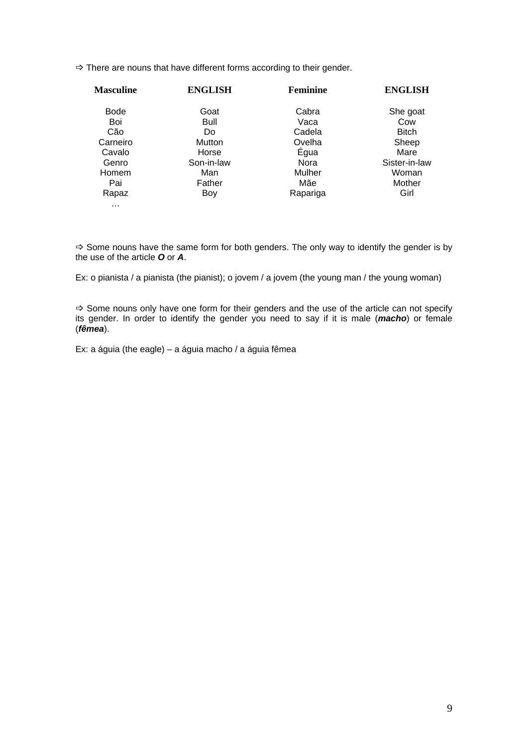⇨ There are nouns that have different forms according to their gender.

| Masculine | ENGLISH | Feminine | ENGLISH |
|---|---|---|---|
| Bode | Goat | Cabra | She goat |
| Boi | Bull | Vaca | Cow |
| Cão | Do | Cadela | Bitch |
| Carneiro | Mutton | Ovelha | Sheep |
| Cavalo | Horse | Égua | Mare |
| Genro | Son-in-law | Nora | Sister-in-law |
| Homem | Man | Mulher | Woman |
| Pai | Father | Mãe | Mother |
| Rapaz | Boy | Rapariga | Girl |
| … | | | |

⇨ Some nouns have the same form for both genders. The only way to identify the gender is by the use of the article ***O*** or ***A***.

Ex: o pianista / a pianista (the pianist); o jovem / a jovem (the young man / the young woman)

⇨ Some nouns only have one form for their genders and the use of the article can not specify its gender. In order to identify the gender you need to say if it is male (***macho***) or female (***fêmea***).

Ex: a águia (the eagle) – a águia macho / a águia fêmea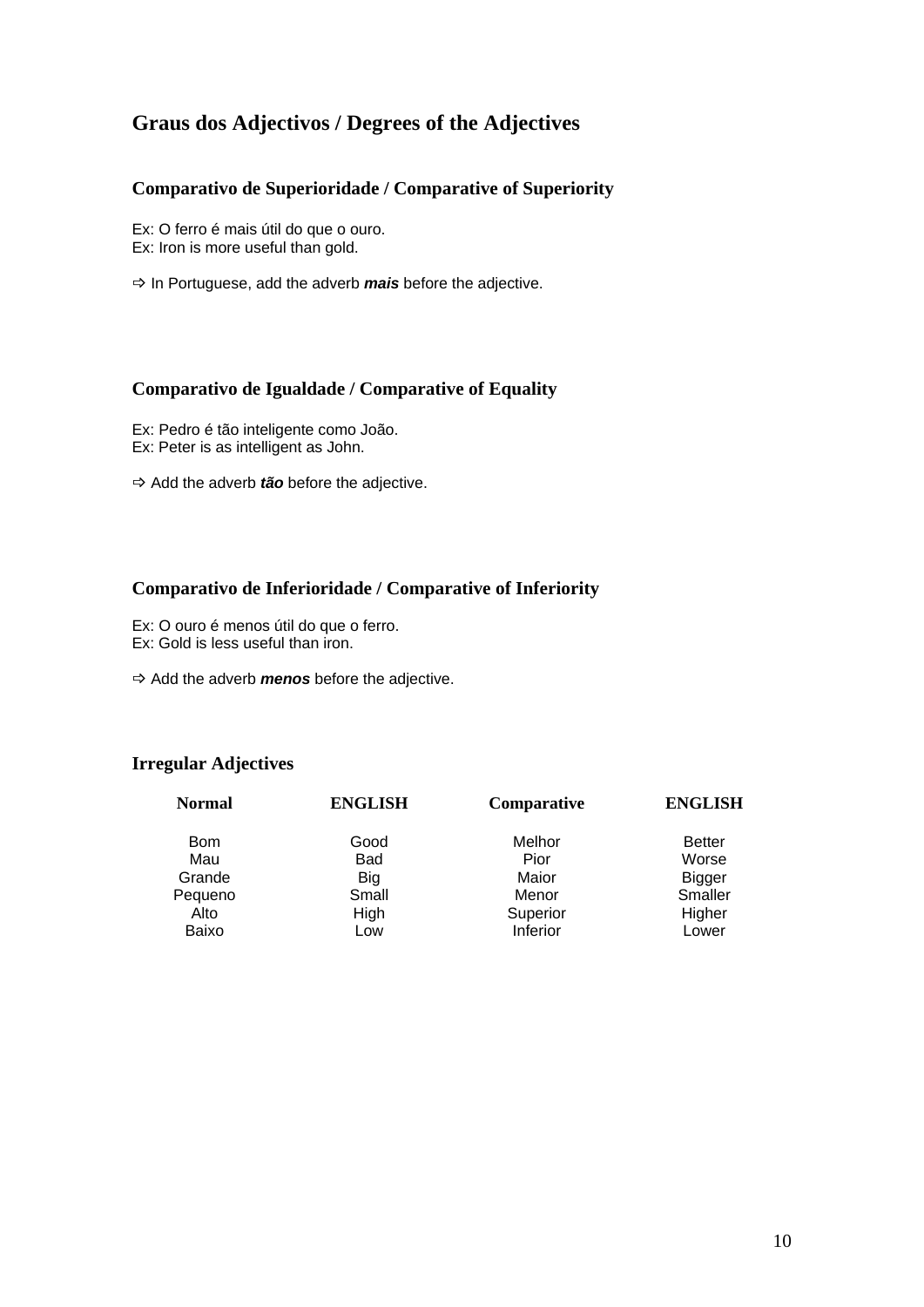## Graus dos Adjectivos / Degrees of the Adjectives

### Comparativo de Superioridade / Comparative of Superiority

Ex: O ferro é mais útil do que o ouro.
Ex: Iron is more useful than gold.

⇨ In Portuguese, add the adverb ***mais*** before the adjective.

### Comparativo de Igualdade / Comparative of Equality

Ex: Pedro é tão inteligente como João.
Ex: Peter is as intelligent as John.

⇨ Add the adverb ***tão*** before the adjective.

### Comparativo de Inferioridade / Comparative of Inferiority

Ex: O ouro é menos útil do que o ferro.
Ex: Gold is less useful than iron.

⇨ Add the adverb ***menos*** before the adjective.

### Irregular Adjectives

| Normal | ENGLISH | Comparative | ENGLISH |
|---|---|---|---|
| Bom | Good | Melhor | Better |
| Mau | Bad | Pior | Worse |
| Grande | Big | Maior | Bigger |
| Pequeno | Small | Menor | Smaller |
| Alto | High | Superior | Higher |
| Baixo | Low | Inferior | Lower |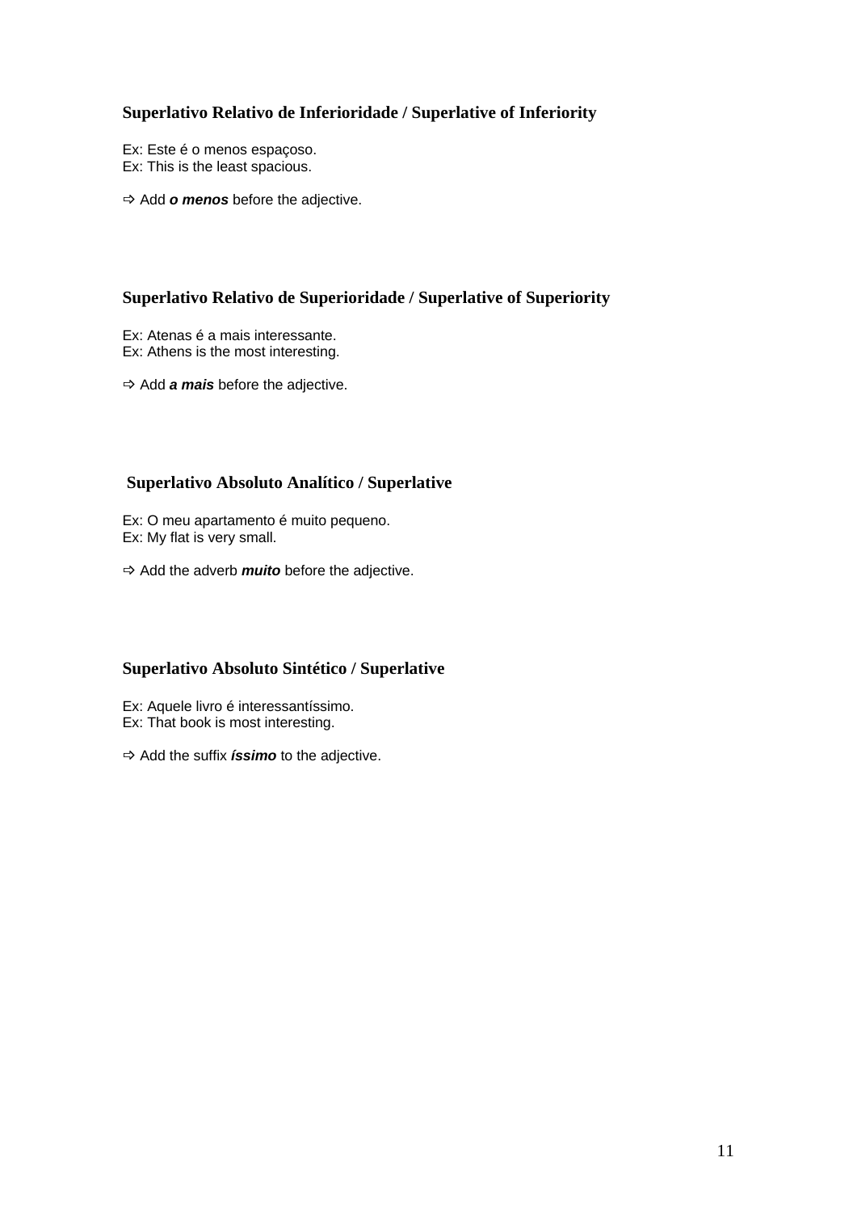### Superlativo Relativo de Inferioridade / Superlative of Inferiority

Ex: Este é o menos espaçoso.
Ex: This is the least spacious.

⇨ Add ***o menos*** before the adjective.

### Superlativo Relativo de Superioridade / Superlative of Superiority

Ex: Atenas é a mais interessante.
Ex: Athens is the most interesting.

⇨ Add ***a mais*** before the adjective.

### Superlativo Absoluto Analítico / Superlative

Ex: O meu apartamento é muito pequeno.
Ex: My flat is very small.

⇨ Add the adverb ***muito*** before the adjective.

### Superlativo Absoluto Sintético / Superlative

Ex: Aquele livro é interessantíssimo.
Ex: That book is most interesting.

⇨ Add the suffix ***íssimo*** to the adjective.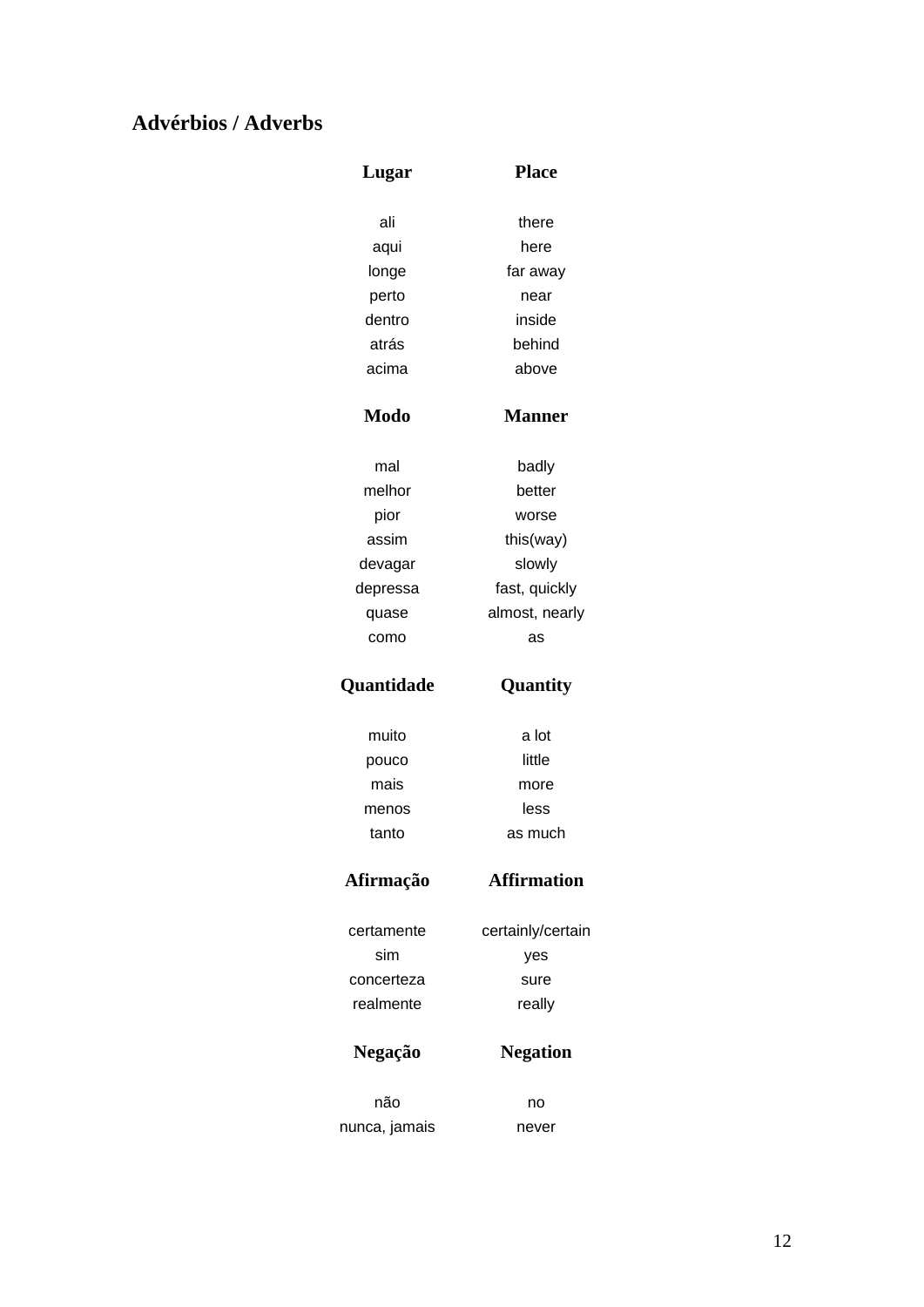## Advérbios / Adverbs

| Lugar | Place |
|---|---|
| ali | there |
| aqui | here |
| longe | far away |
| perto | near |
| dentro | inside |
| atrás | behind |
| acima | above |

| Modo | Manner |
|---|---|
| mal | badly |
| melhor | better |
| pior | worse |
| assim | this(way) |
| devagar | slowly |
| depressa | fast, quickly |
| quase | almost, nearly |
| como | as |

| Quantidade | Quantity |
|---|---|
| muito | a lot |
| pouco | little |
| mais | more |
| menos | less |
| tanto | as much |

| Afirmação | Affirmation |
|---|---|
| certamente | certainly/certain |
| sim | yes |
| concerteza | sure |
| realmente | really |

| Negação | Negation |
|---|---|
| não | no |
| nunca, jamais | never |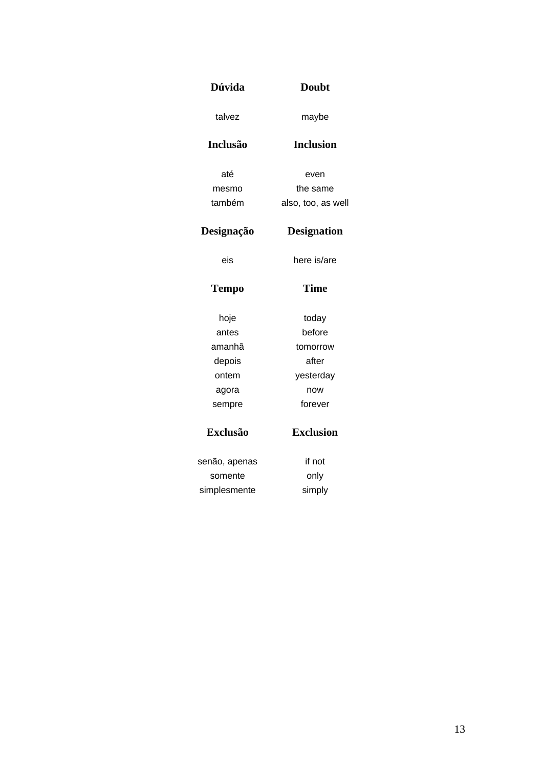| Dúvida | Doubt |
|---|---|
| talvez | maybe |

| Inclusão | Inclusion |
|---|---|
| até | even |
| mesmo | the same |
| também | also, too, as well |

| Designação | Designation |
|---|---|
| eis | here is/are |

| Tempo | Time |
|---|---|
| hoje | today |
| antes | before |
| amanhã | tomorrow |
| depois | after |
| ontem | yesterday |
| agora | now |
| sempre | forever |

| Exclusão | Exclusion |
|---|---|
| senão, apenas | if not |
| somente | only |
| simplesmente | simply |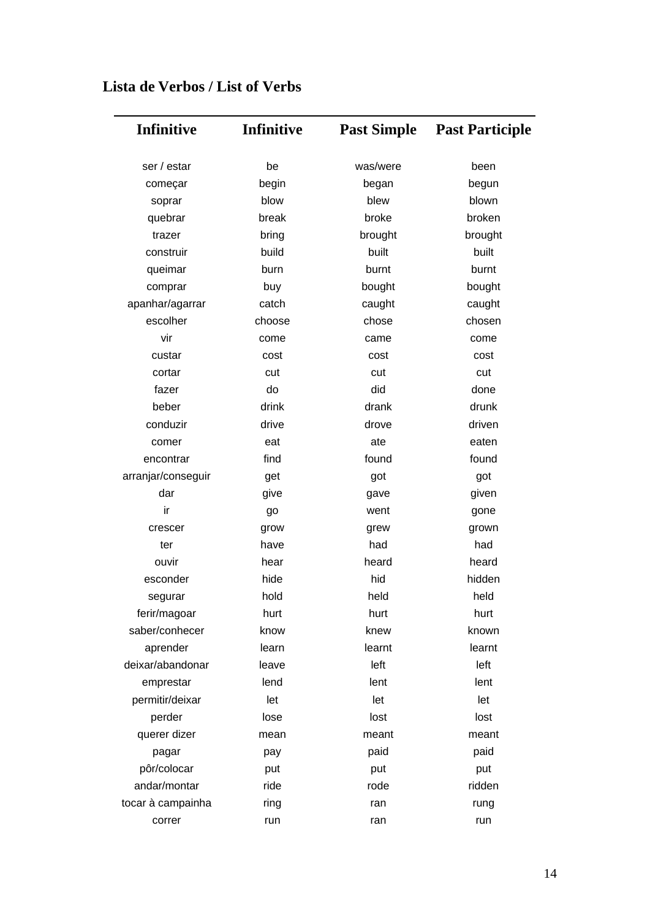**Lista de Verbos / List of Verbs**

| Infinitive | Infinitive | Past Simple | Past Participle |
|---|---|---|---|
| ser / estar | be | was/were | been |
| começar | begin | began | begun |
| soprar | blow | blew | blown |
| quebrar | break | broke | broken |
| trazer | bring | brought | brought |
| construir | build | built | built |
| queimar | burn | burnt | burnt |
| comprar | buy | bought | bought |
| apanhar/agarrar | catch | caught | caught |
| escolher | choose | chose | chosen |
| vir | come | came | come |
| custar | cost | cost | cost |
| cortar | cut | cut | cut |
| fazer | do | did | done |
| beber | drink | drank | drunk |
| conduzir | drive | drove | driven |
| comer | eat | ate | eaten |
| encontrar | find | found | found |
| arranjar/conseguir | get | got | got |
| dar | give | gave | given |
| ir | go | went | gone |
| crescer | grow | grew | grown |
| ter | have | had | had |
| ouvir | hear | heard | heard |
| esconder | hide | hid | hidden |
| segurar | hold | held | held |
| ferir/magoar | hurt | hurt | hurt |
| saber/conhecer | know | knew | known |
| aprender | learn | learnt | learnt |
| deixar/abandonar | leave | left | left |
| emprestar | lend | lent | lent |
| permitir/deixar | let | let | let |
| perder | lose | lost | lost |
| querer dizer | mean | meant | meant |
| pagar | pay | paid | paid |
| pôr/colocar | put | put | put |
| andar/montar | ride | rode | ridden |
| tocar à campainha | ring | ran | rung |
| correr | run | ran | run |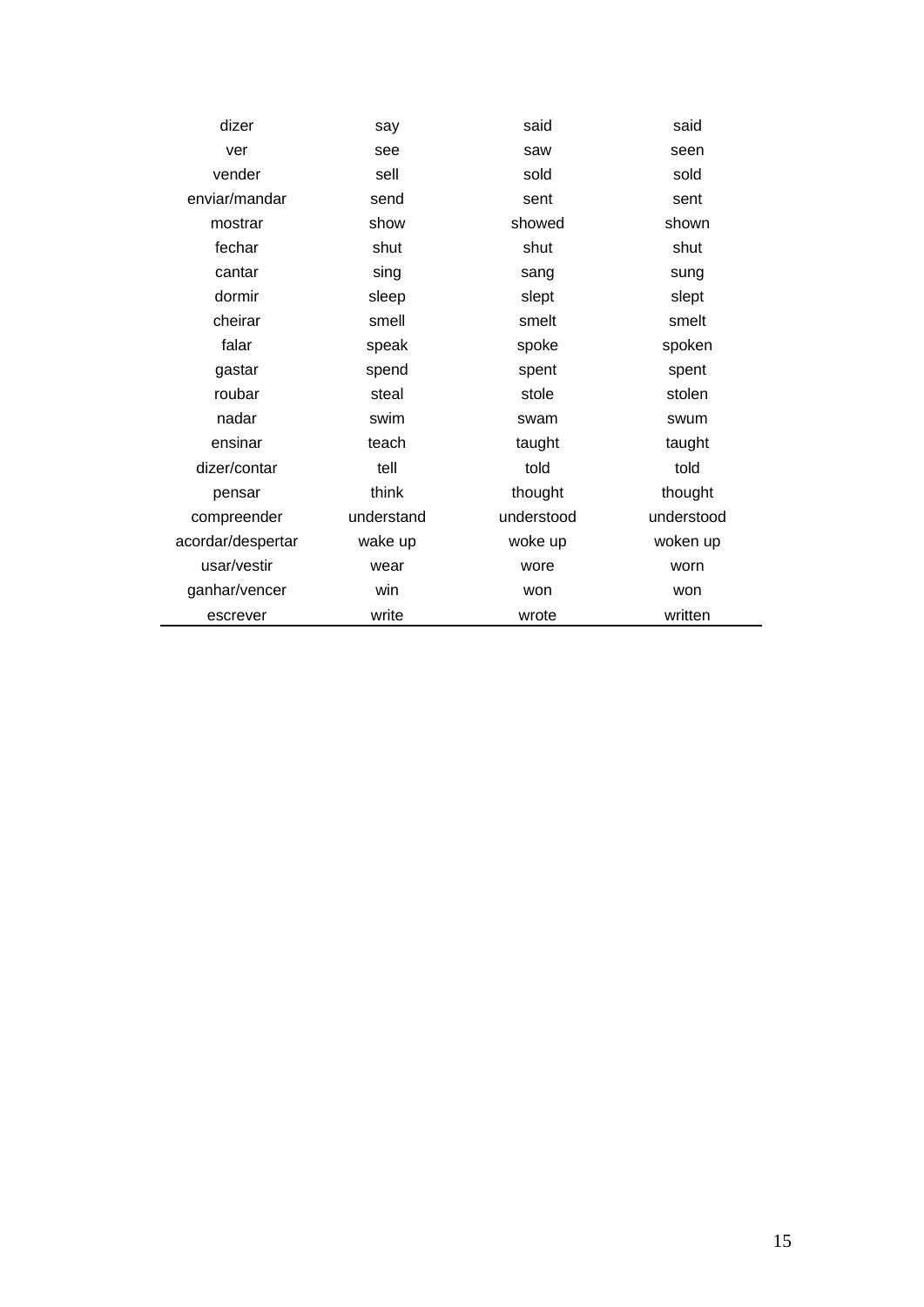| | | | |
|---|---|---|---|
| dizer | say | said | said |
| ver | see | saw | seen |
| vender | sell | sold | sold |
| enviar/mandar | send | sent | sent |
| mostrar | show | showed | shown |
| fechar | shut | shut | shut |
| cantar | sing | sang | sung |
| dormir | sleep | slept | slept |
| cheirar | smell | smelt | smelt |
| falar | speak | spoke | spoken |
| gastar | spend | spent | spent |
| roubar | steal | stole | stolen |
| nadar | swim | swam | swum |
| ensinar | teach | taught | taught |
| dizer/contar | tell | told | told |
| pensar | think | thought | thought |
| compreender | understand | understood | understood |
| acordar/despertar | wake up | woke up | woken up |
| usar/vestir | wear | wore | worn |
| ganhar/vencer | win | won | won |
| escrever | write | wrote | written |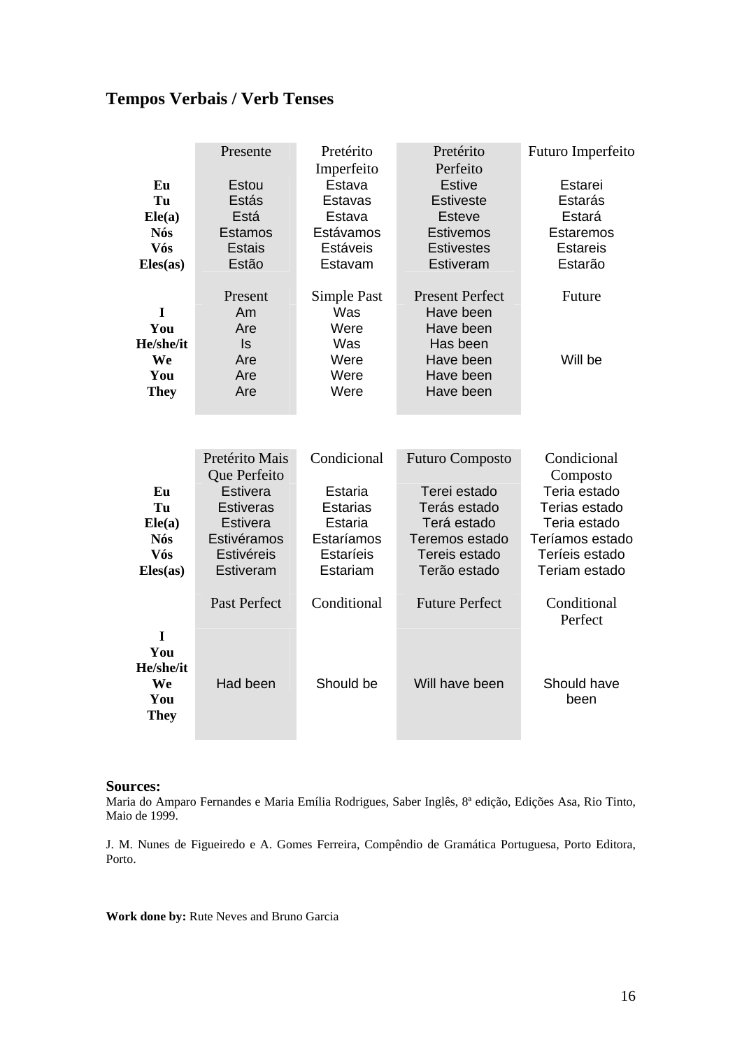## Tempos Verbais / Verb Tenses

| | Presente | Pretérito Imperfeito | Pretérito Perfeito | Futuro Imperfeito |
|---|---|---|---|---|
| **Eu** | Estou | Estava | Estive | Estarei |
| **Tu** | Estás | Estavas | Estiveste | Estarás |
| **Ele(a)** | Está | Estava | Esteve | Estará |
| **Nós** | Estamos | Estávamos | Estivemos | Estaremos |
| **Vós** | Estais | Estáveis | Estivestes | Estareis |
| **Eles(as)** | Estão | Estavam | Estiveram | Estarão |
| | Present | Simple Past | Present Perfect | Future |
| **I** | Am | Was | Have been | |
| **You** | Are | Were | Have been | |
| **He/she/it** | Is | Was | Has been | |
| **We** | Are | Were | Have been | Will be |
| **You** | Are | Were | Have been | |
| **They** | Are | Were | Have been | |

| | Pretérito Mais Que Perfeito | Condicional | Futuro Composto | Condicional Composto |
|---|---|---|---|---|
| **Eu** | Estivera | Estaria | Terei estado | Teria estado |
| **Tu** | Estiveras | Estarias | Terás estado | Terias estado |
| **Ele(a)** | Estivera | Estaria | Terá estado | Teria estado |
| **Nós** | Estivéramos | Estaríamos | Teremos estado | Teríamos estado |
| **Vós** | Estivéreis | Estaríeis | Tereis estado | Teríeis estado |
| **Eles(as)** | Estiveram | Estariam | Terão estado | Teriam estado |
| | Past Perfect | Conditional | Future Perfect | Conditional Perfect |
| **I**<br>**You**<br>**He/she/it**<br>**We**<br>**You**<br>**They** | Had been | Should be | Will have been | Should have been |

**Sources:**
Maria do Amparo Fernandes e Maria Emília Rodrigues, Saber Inglês, 8ª edição, Edições Asa, Rio Tinto, Maio de 1999.

J. M. Nunes de Figueiredo e A. Gomes Ferreira, Compêndio de Gramática Portuguesa, Porto Editora, Porto.

**Work done by:** Rute Neves and Bruno Garcia